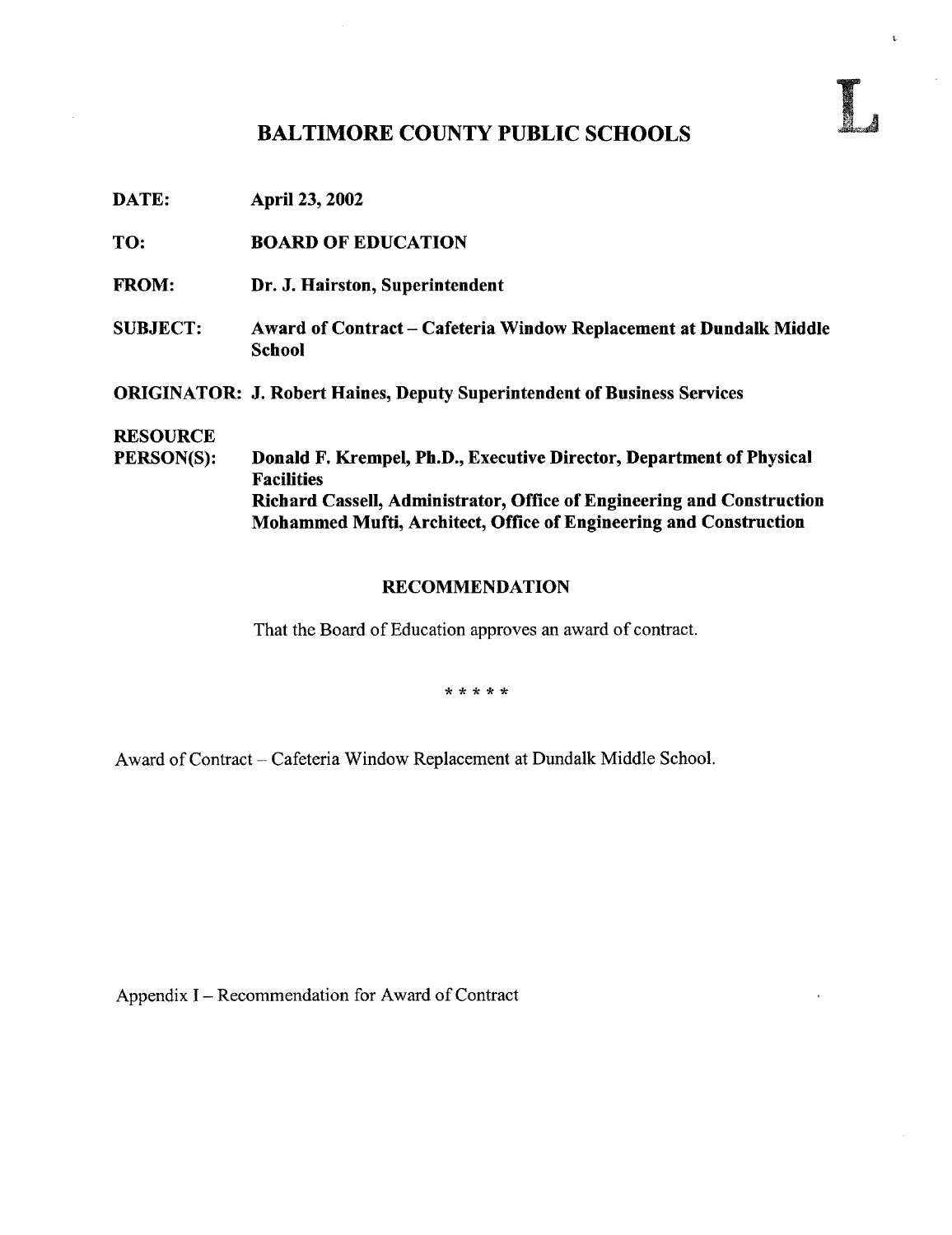L

# BALTIMORE COUNTY PUBLIC SCHOOLS

**DATE:** April 23, 2002

**TO:** BOARD OF EDUCATION

**FROM:** Dr. J. Hairston, Superintendent

**SUBJECT:** Award of Contract – Cafeteria Window Replacement at Dundalk Middle School

**ORIGINATOR:** J. Robert Haines, Deputy Superintendent of Business Services

**RESOURCE PERSON(S):** Donald F. Krempel, Ph.D., Executive Director, Department of Physical Facilities
Richard Cassell, Administrator, Office of Engineering and Construction
Mohammed Mufti, Architect, Office of Engineering and Construction

## RECOMMENDATION

That the Board of Education approves an award of contract.

\* \* \* \* \*

Award of Contract – Cafeteria Window Replacement at Dundalk Middle School.

Appendix I – Recommendation for Award of Contract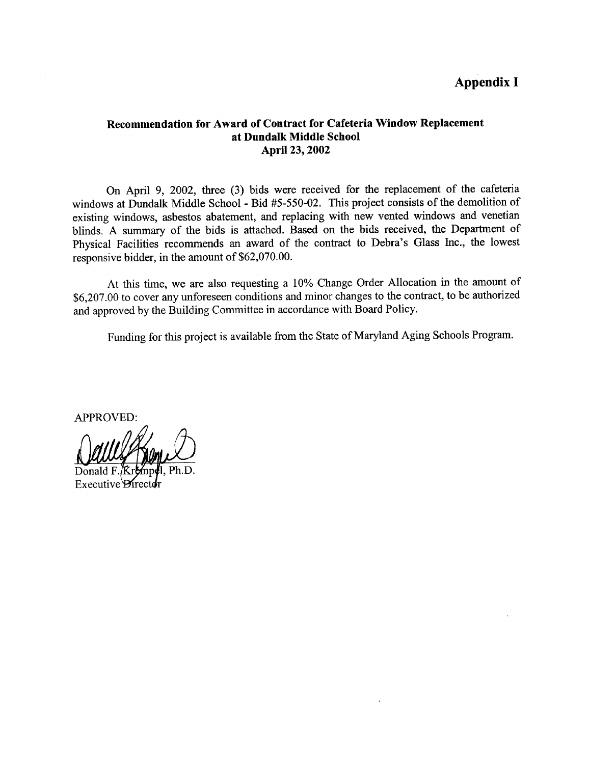# Appendix I

## Recommendation for Award of Contract for Cafeteria Window Replacement at Dundalk Middle School
### April 23, 2002

On April 9, 2002, three (3) bids were received for the replacement of the cafeteria windows at Dundalk Middle School - Bid #5-550-02. This project consists of the demolition of existing windows, asbestos abatement, and replacing with new vented windows and venetian blinds. A summary of the bids is attached. Based on the bids received, the Department of Physical Facilities recommends an award of the contract to Debra's Glass Inc., the lowest responsive bidder, in the amount of $62,070.00.

At this time, we are also requesting a 10% Change Order Allocation in the amount of $6,207.00 to cover any unforeseen conditions and minor changes to the contract, to be authorized and approved by the Building Committee in accordance with Board Policy.

Funding for this project is available from the State of Maryland Aging Schools Program.

APPROVED:

Donald F. Krempel, Ph.D.
Executive Director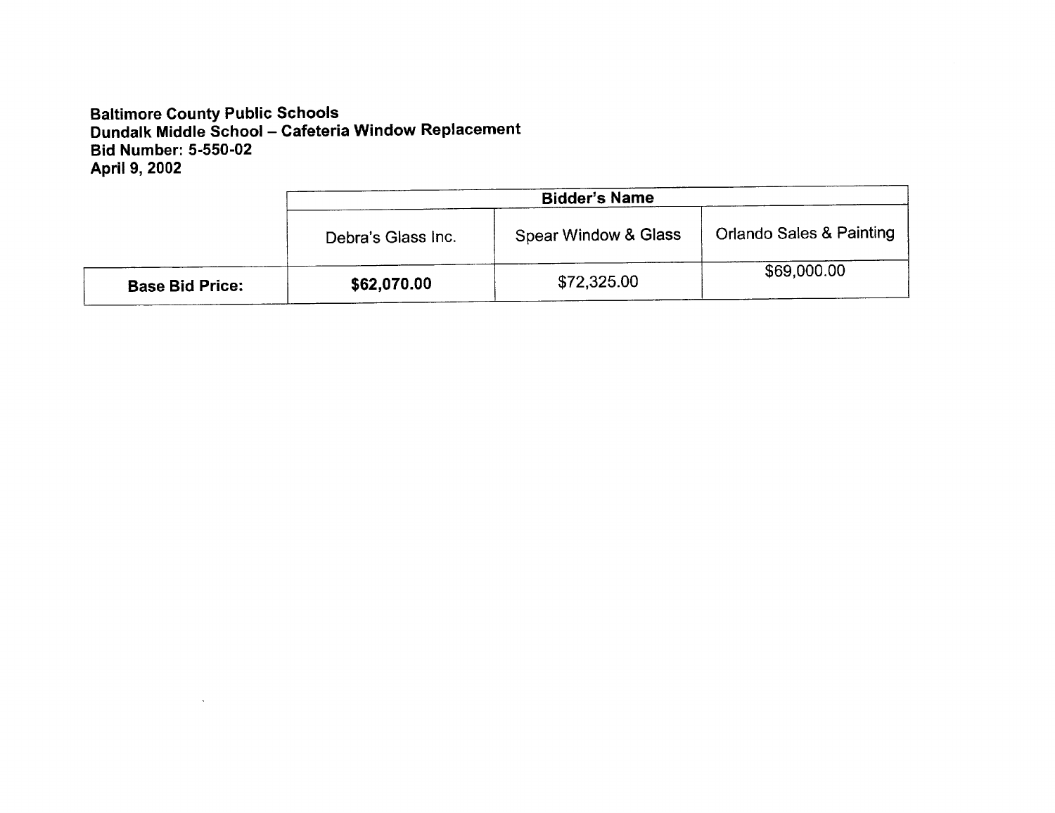**Baltimore County Public Schools**
**Dundalk Middle School – Cafeteria Window Replacement**
**Bid Number: 5-550-02**
**April 9, 2002**

| | **Bidder's Name** | | |
|---|---|---|---|
| | Debra's Glass Inc. | Spear Window & Glass | Orlando Sales & Painting |
| **Base Bid Price:** | **$62,070.00** | $72,325.00 | $69,000.00 |